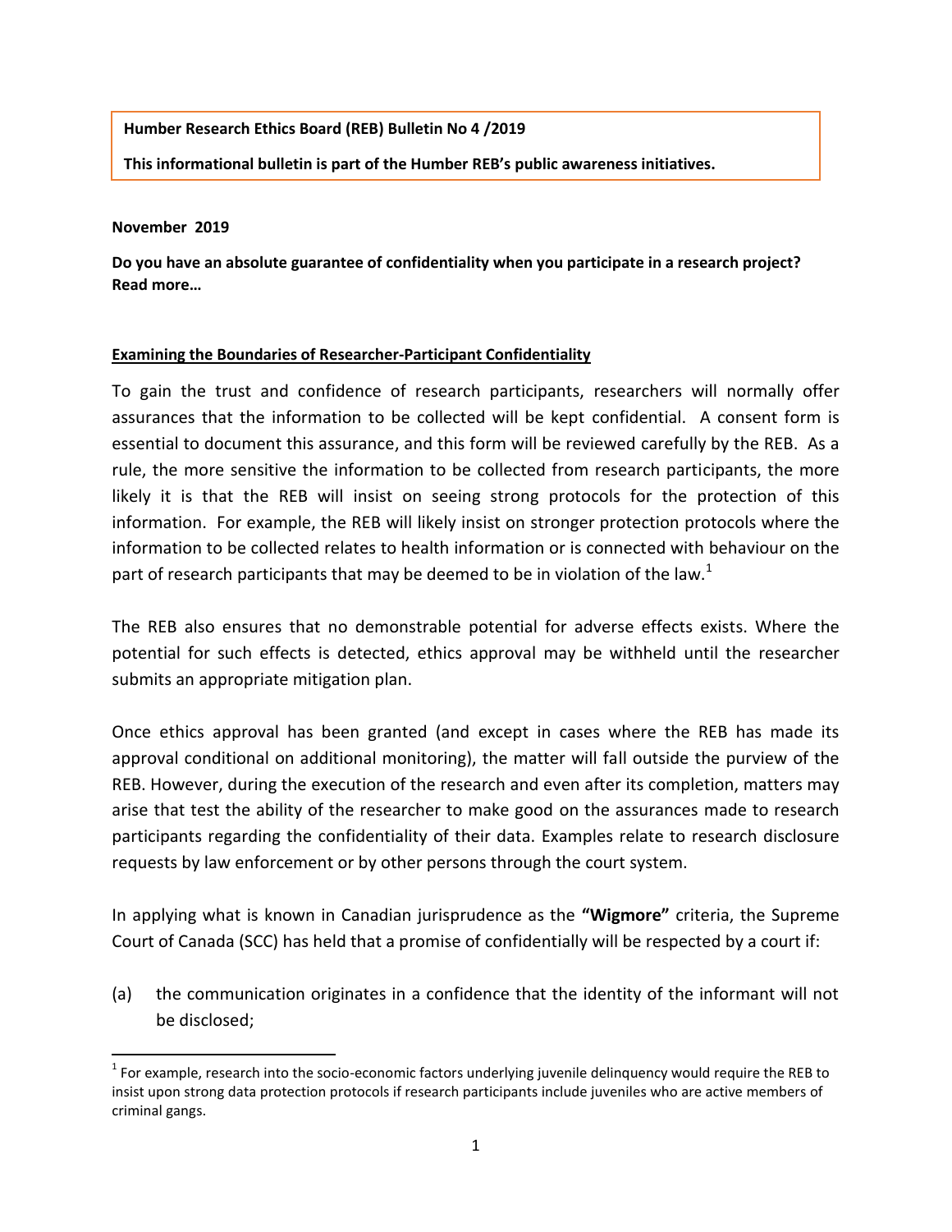**Humber Research Ethics Board (REB) Bulletin No 4 /2019**

**This informational bulletin is part of the Humber REB's public awareness initiatives.**

**November 2019**

**Do you have an absolute guarantee of confidentiality when you participate in a research project? Read more…**

**Examining the Boundaries of Researcher-Participant Confidentiality**

To gain the trust and confidence of research participants, researchers will normally offer assurances that the information to be collected will be kept confidential. A consent form is essential to document this assurance, and this form will be reviewed carefully by the REB. As a rule, the more sensitive the information to be collected from research participants, the more likely it is that the REB will insist on seeing strong protocols for the protection of this information. For example, the REB will likely insist on stronger protection protocols where the information to be collected relates to health information or is connected with behaviour on the part of research participants that may be deemed to be in violation of the law.[1]

The REB also ensures that no demonstrable potential for adverse effects exists. Where the potential for such effects is detected, ethics approval may be withheld until the researcher submits an appropriate mitigation plan.

Once ethics approval has been granted (and except in cases where the REB has made its approval conditional on additional monitoring), the matter will fall outside the purview of the REB. However, during the execution of the research and even after its completion, matters may arise that test the ability of the researcher to make good on the assurances made to research participants regarding the confidentiality of their data. Examples relate to research disclosure requests by law enforcement or by other persons through the court system.

In applying what is known in Canadian jurisprudence as the **"Wigmore"** criteria, the Supreme Court of Canada (SCC) has held that a promise of confidentially will be respected by a court if:

(a) the communication originates in a confidence that the identity of the informant will not be disclosed;

[1] For example, research into the socio-economic factors underlying juvenile delinquency would require the REB to insist upon strong data protection protocols if research participants include juveniles who are active members of criminal gangs.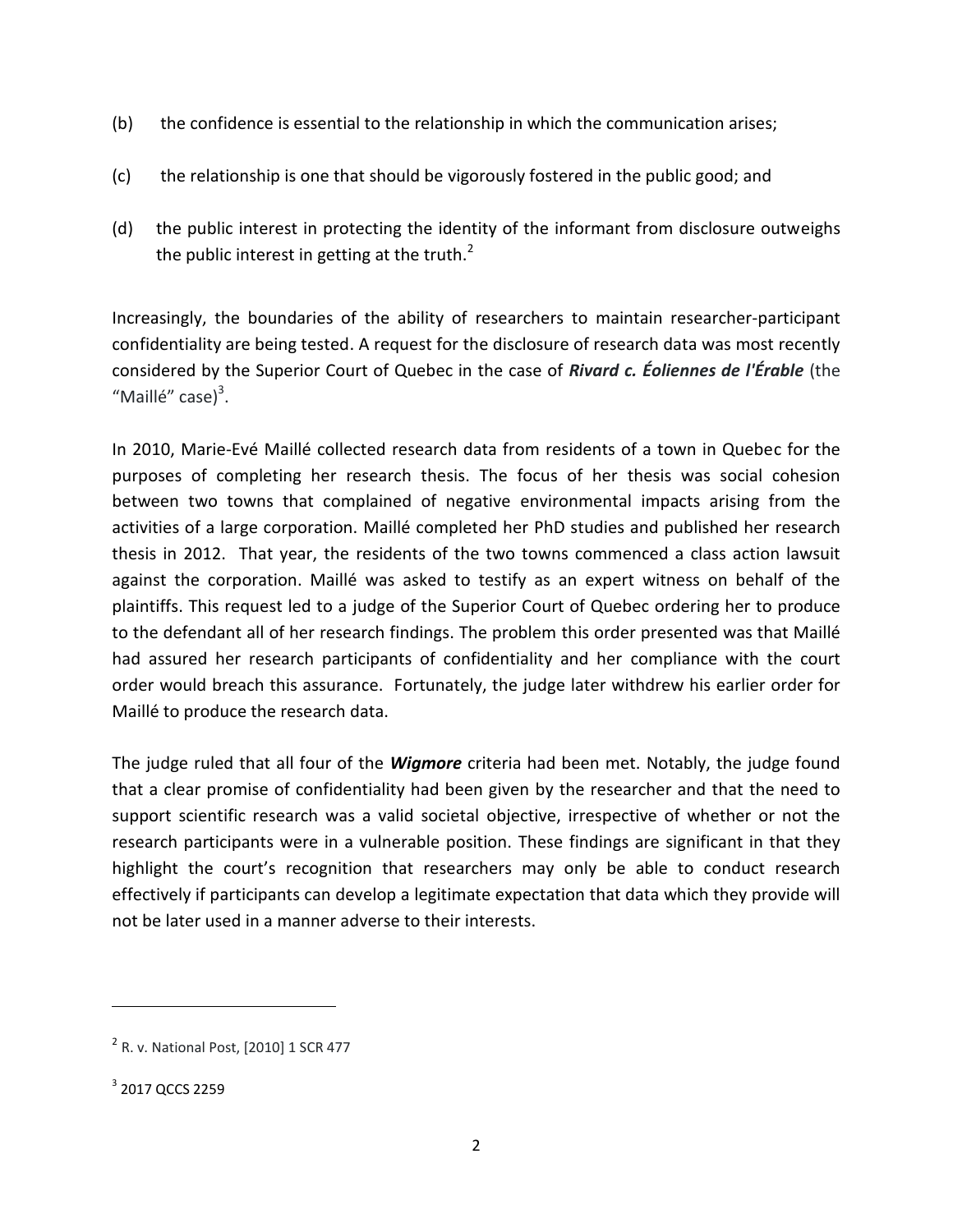(b) the confidence is essential to the relationship in which the communication arises;

(c) the relationship is one that should be vigorously fostered in the public good; and

(d) the public interest in protecting the identity of the informant from disclosure outweighs the public interest in getting at the truth.[2]

Increasingly, the boundaries of the ability of researchers to maintain researcher-participant confidentiality are being tested. A request for the disclosure of research data was most recently considered by the Superior Court of Quebec in the case of ***Rivard c. Éoliennes de l'Érable*** (the "Maillé" case)[3].

In 2010, Marie-Evé Maillé collected research data from residents of a town in Quebec for the purposes of completing her research thesis. The focus of her thesis was social cohesion between two towns that complained of negative environmental impacts arising from the activities of a large corporation. Maillé completed her PhD studies and published her research thesis in 2012. That year, the residents of the two towns commenced a class action lawsuit against the corporation. Maillé was asked to testify as an expert witness on behalf of the plaintiffs. This request led to a judge of the Superior Court of Quebec ordering her to produce to the defendant all of her research findings. The problem this order presented was that Maillé had assured her research participants of confidentiality and her compliance with the court order would breach this assurance. Fortunately, the judge later withdrew his earlier order for Maillé to produce the research data.

The judge ruled that all four of the ***Wigmore*** criteria had been met. Notably, the judge found that a clear promise of confidentiality had been given by the researcher and that the need to support scientific research was a valid societal objective, irrespective of whether or not the research participants were in a vulnerable position. These findings are significant in that they highlight the court's recognition that researchers may only be able to conduct research effectively if participants can develop a legitimate expectation that data which they provide will not be later used in a manner adverse to their interests.

---

[2] R. v. National Post, [2010] 1 SCR 477

[3] 2017 QCCS 2259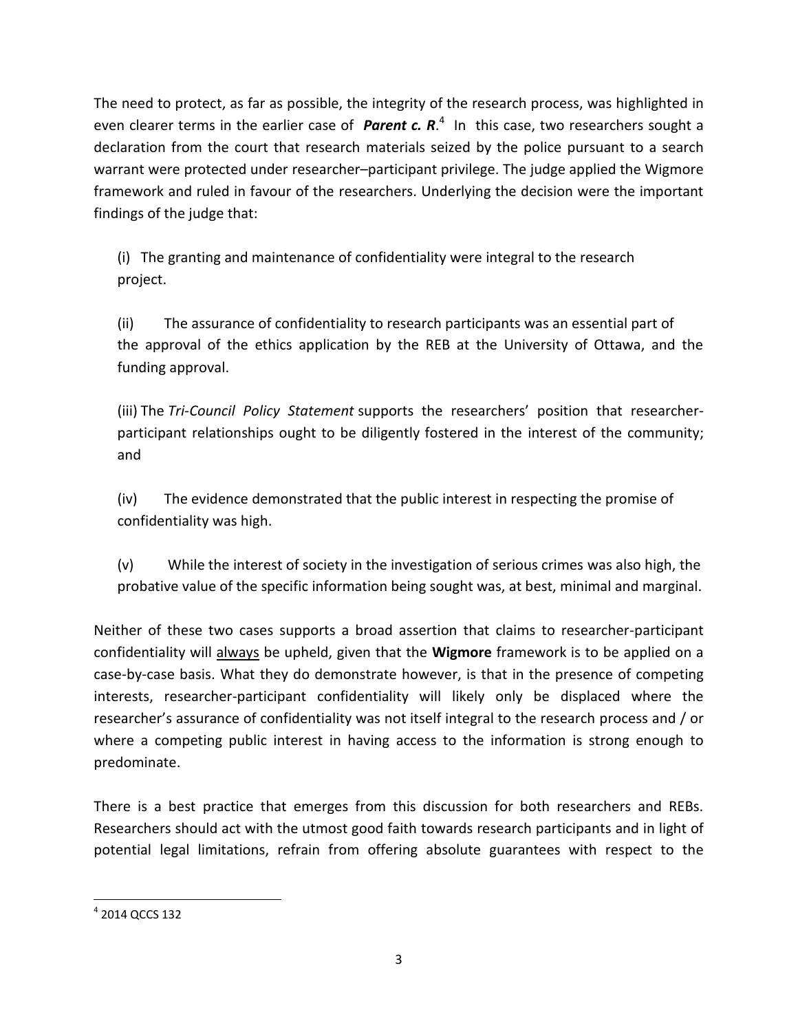The need to protect, as far as possible, the integrity of the research process, was highlighted in even clearer terms in the earlier case of ***Parent c. R***.[4] In this case, two researchers sought a declaration from the court that research materials seized by the police pursuant to a search warrant were protected under researcher–participant privilege. The judge applied the Wigmore framework and ruled in favour of the researchers. Underlying the decision were the important findings of the judge that:

(i) The granting and maintenance of confidentiality were integral to the research project.

(ii) The assurance of confidentiality to research participants was an essential part of the approval of the ethics application by the REB at the University of Ottawa, and the funding approval.

(iii) The *Tri-Council Policy Statement* supports the researchers' position that researcher-participant relationships ought to be diligently fostered in the interest of the community; and

(iv) The evidence demonstrated that the public interest in respecting the promise of confidentiality was high.

(v) While the interest of society in the investigation of serious crimes was also high, the probative value of the specific information being sought was, at best, minimal and marginal.

Neither of these two cases supports a broad assertion that claims to researcher-participant confidentiality will always be upheld, given that the **Wigmore** framework is to be applied on a case-by-case basis. What they do demonstrate however, is that in the presence of competing interests, researcher-participant confidentiality will likely only be displaced where the researcher's assurance of confidentiality was not itself integral to the research process and / or where a competing public interest in having access to the information is strong enough to predominate.

There is a best practice that emerges from this discussion for both researchers and REBs. Researchers should act with the utmost good faith towards research participants and in light of potential legal limitations, refrain from offering absolute guarantees with respect to the

[4] 2014 QCCS 132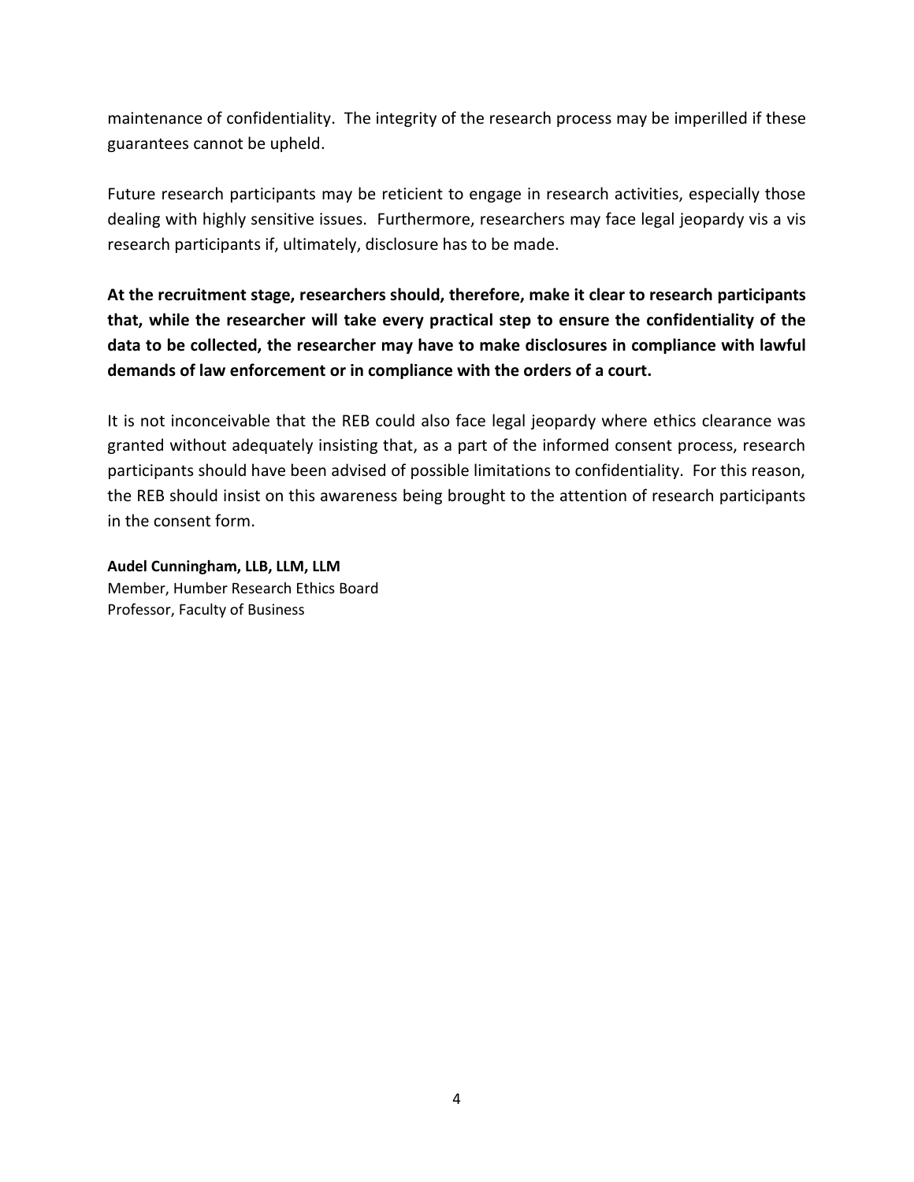maintenance of confidentiality. The integrity of the research process may be imperilled if these guarantees cannot be upheld.

Future research participants may be reticient to engage in research activities, especially those dealing with highly sensitive issues. Furthermore, researchers may face legal jeopardy vis a vis research participants if, ultimately, disclosure has to be made.

**At the recruitment stage, researchers should, therefore, make it clear to research participants that, while the researcher will take every practical step to ensure the confidentiality of the data to be collected, the researcher may have to make disclosures in compliance with lawful demands of law enforcement or in compliance with the orders of a court.**

It is not inconceivable that the REB could also face legal jeopardy where ethics clearance was granted without adequately insisting that, as a part of the informed consent process, research participants should have been advised of possible limitations to confidentiality. For this reason, the REB should insist on this awareness being brought to the attention of research participants in the consent form.

**Audel Cunningham, LLB, LLM, LLM**
Member, Humber Research Ethics Board
Professor, Faculty of Business